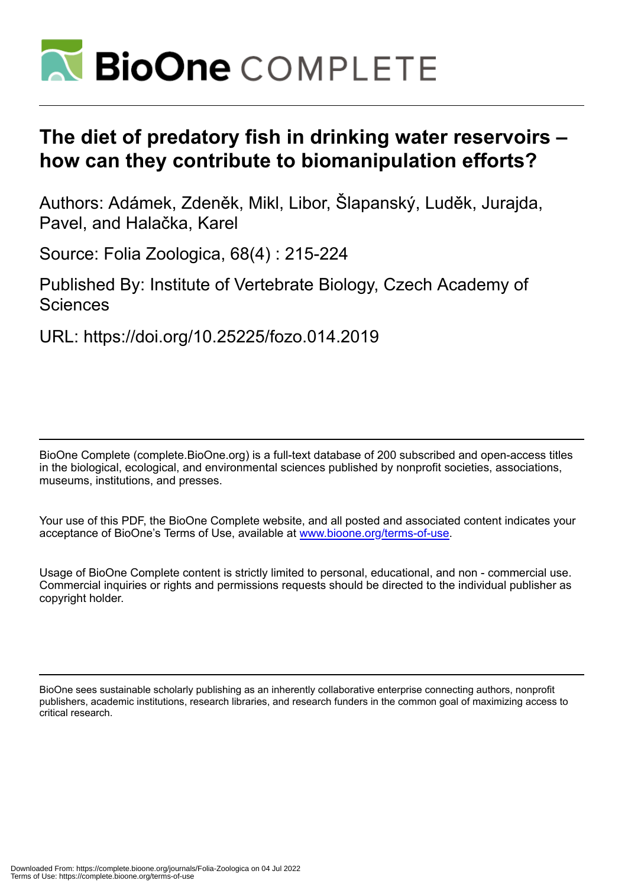# The diet of predatory fish in drinking water reservoirs – how can they contribute to biomanipulation efforts?

Authors: Adámek, Zdeněk, Mikl, Libor, Šlapanský, Luděk, Jurajda, Pavel, and Halačka, Karel

Source: Folia Zoologica, 68(4) : 215-224

Published By: Institute of Vertebrate Biology, Czech Academy of Sciences

URL: https://doi.org/10.25225/fozo.014.2019

BioOne Complete (complete.BioOne.org) is a full-text database of 200 subscribed and open-access titles in the biological, ecological, and environmental sciences published by nonprofit societies, associations, museums, institutions, and presses.

Your use of this PDF, the BioOne Complete website, and all posted and associated content indicates your acceptance of BioOne's Terms of Use, available at www.bioone.org/terms-of-use.

Usage of BioOne Complete content is strictly limited to personal, educational, and non - commercial use. Commercial inquiries or rights and permissions requests should be directed to the individual publisher as copyright holder.

BioOne sees sustainable scholarly publishing as an inherently collaborative enterprise connecting authors, nonprofit publishers, academic institutions, research libraries, and research funders in the common goal of maximizing access to critical research.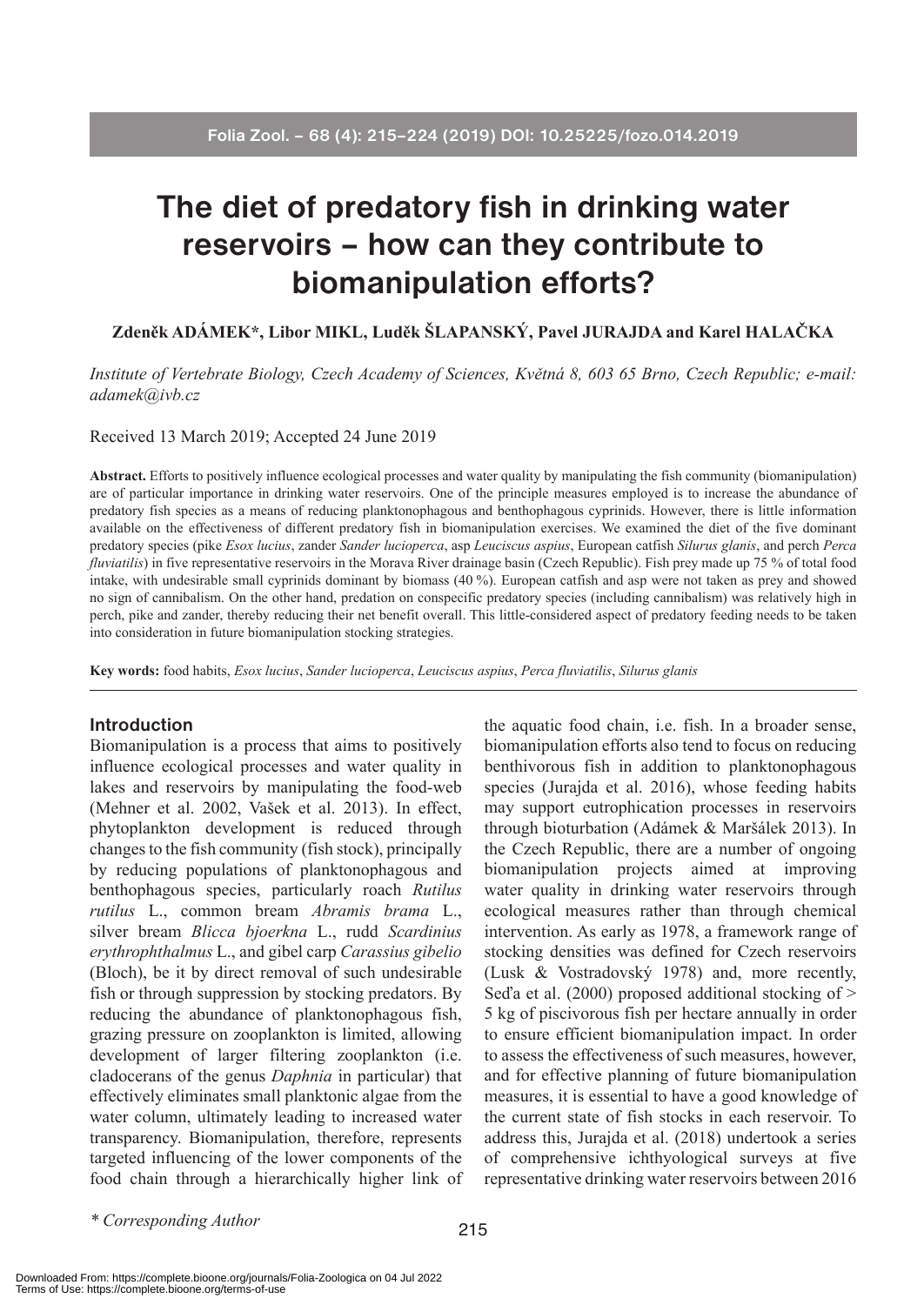# The diet of predatory fish in drinking water reservoirs – how can they contribute to biomanipulation efforts?

**Zdeněk ADÁMEK\*, Libor MIKL, Luděk ŠLAPANSKÝ, Pavel JURAJDA and Karel HALAČKA**

*Institute of Vertebrate Biology, Czech Academy of Sciences, Květná 8, 603 65 Brno, Czech Republic; e-mail: adamek@ivb.cz*

Received 13 March 2019; Accepted 24 June 2019

**Abstract.** Efforts to positively influence ecological processes and water quality by manipulating the fish community (biomanipulation) are of particular importance in drinking water reservoirs. One of the principle measures employed is to increase the abundance of predatory fish species as a means of reducing planktonophagous and benthophagous cyprinids. However, there is little information available on the effectiveness of different predatory fish in biomanipulation exercises. We examined the diet of the five dominant predatory species (pike *Esox lucius*, zander *Sander lucioperca*, asp *Leuciscus aspius*, European catfish *Silurus glanis*, and perch *Perca fluviatilis*) in five representative reservoirs in the Morava River drainage basin (Czech Republic). Fish prey made up 75 % of total food intake, with undesirable small cyprinids dominant by biomass (40 %). European catfish and asp were not taken as prey and showed no sign of cannibalism. On the other hand, predation on conspecific predatory species (including cannibalism) was relatively high in perch, pike and zander, thereby reducing their net benefit overall. This little-considered aspect of predatory feeding needs to be taken into consideration in future biomanipulation stocking strategies.

**Key words:** food habits, *Esox lucius*, *Sander lucioperca*, *Leuciscus aspius*, *Perca fluviatilis*, *Silurus glanis*

## Introduction

Biomanipulation is a process that aims to positively influence ecological processes and water quality in lakes and reservoirs by manipulating the food-web (Mehner et al. 2002, Vašek et al. 2013). In effect, phytoplankton development is reduced through changes to the fish community (fish stock), principally by reducing populations of planktonophagous and benthophagous species, particularly roach *Rutilus rutilus* L., common bream *Abramis brama* L., silver bream *Blicca bjoerkna* L., rudd *Scardinius erythrophthalmus* L., and gibel carp *Carassius gibelio* (Bloch), be it by direct removal of such undesirable fish or through suppression by stocking predators. By reducing the abundance of planktonophagous fish, grazing pressure on zooplankton is limited, allowing development of larger filtering zooplankton (i.e. cladocerans of the genus *Daphnia* in particular) that effectively eliminates small planktonic algae from the water column, ultimately leading to increased water transparency. Biomanipulation, therefore, represents targeted influencing of the lower components of the food chain through a hierarchically higher link of the aquatic food chain, i.e. fish. In a broader sense, biomanipulation efforts also tend to focus on reducing benthivorous fish in addition to planktonophagous species (Jurajda et al. 2016), whose feeding habits may support eutrophication processes in reservoirs through bioturbation (Adámek & Maršálek 2013). In the Czech Republic, there are a number of ongoing biomanipulation projects aimed at improving water quality in drinking water reservoirs through ecological measures rather than through chemical intervention. As early as 1978, a framework range of stocking densities was defined for Czech reservoirs (Lusk & Vostradovský 1978) and, more recently, Seďa et al. (2000) proposed additional stocking of > 5 kg of piscivorous fish per hectare annually in order to ensure efficient biomanipulation impact. In order to assess the effectiveness of such measures, however, and for effective planning of future biomanipulation measures, it is essential to have a good knowledge of the current state of fish stocks in each reservoir. To address this, Jurajda et al. (2018) undertook a series of comprehensive ichthyological surveys at five representative drinking water reservoirs between 2016

*\* Corresponding Author*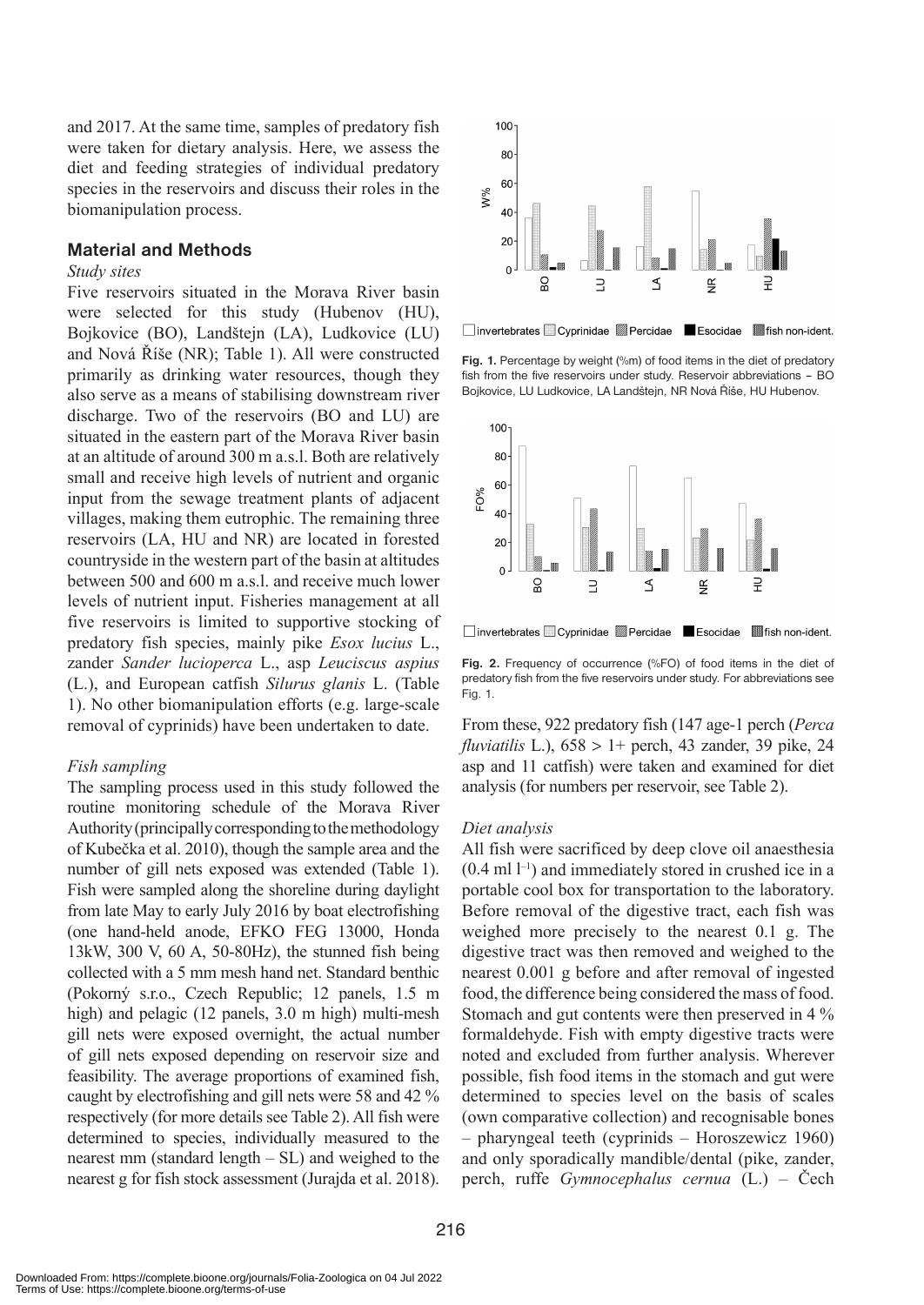and 2017. At the same time, samples of predatory fish were taken for dietary analysis. Here, we assess the diet and feeding strategies of individual predatory species in the reservoirs and discuss their roles in the biomanipulation process.

## Material and Methods

### *Study sites*

Five reservoirs situated in the Morava River basin were selected for this study (Hubenov (HU), Bojkovice (BO), Landštejn (LA), Ludkovice (LU) and Nová Říše (NR); Table 1). All were constructed primarily as drinking water resources, though they also serve as a means of stabilising downstream river discharge. Two of the reservoirs (BO and LU) are situated in the eastern part of the Morava River basin at an altitude of around 300 m a.s.l. Both are relatively small and receive high levels of nutrient and organic input from the sewage treatment plants of adjacent villages, making them eutrophic. The remaining three reservoirs (LA, HU and NR) are located in forested countryside in the western part of the basin at altitudes between 500 and 600 m a.s.l. and receive much lower levels of nutrient input. Fisheries management at all five reservoirs is limited to supportive stocking of predatory fish species, mainly pike *Esox lucius* L., zander *Sander lucioperca* L., asp *Leuciscus aspius* (L.), and European catfish *Silurus glanis* L. (Table 1). No other biomanipulation efforts (e.g. large-scale removal of cyprinids) have been undertaken to date.

### *Fish sampling*

The sampling process used in this study followed the routine monitoring schedule of the Morava River Authority (principally corresponding to the methodology of Kubečka et al. 2010), though the sample area and the number of gill nets exposed was extended (Table 1). Fish were sampled along the shoreline during daylight from late May to early July 2016 by boat electrofishing (one hand-held anode, EFKO FEG 13000, Honda 13kW, 300 V, 60 A, 50-80Hz), the stunned fish being collected with a 5 mm mesh hand net. Standard benthic (Pokorný s.r.o., Czech Republic; 12 panels, 1.5 m high) and pelagic (12 panels, 3.0 m high) multi-mesh gill nets were exposed overnight, the actual number of gill nets exposed depending on reservoir size and feasibility. The average proportions of examined fish, caught by electrofishing and gill nets were 58 and 42 % respectively (for more details see Table 2). All fish were determined to species, individually measured to the nearest mm (standard length – SL) and weighed to the nearest g for fish stock assessment (Jurajda et al. 2018).

**Fig. 1.** Percentage by weight (%m) of food items in the diet of predatory fish from the five reservoirs under study. Reservoir abbreviations – BO Bojkovice, LU Ludkovice, LA Landštejn, NR Nová Říše, HU Hubenov.

**Fig. 2.** Frequency of occurrence (%FO) of food items in the diet of predatory fish from the five reservoirs under study. For abbreviations see Fig. 1.

From these, 922 predatory fish (147 age-1 perch (*Perca fluviatilis* L.), 658 > 1+ perch, 43 zander, 39 pike, 24 asp and 11 catfish) were taken and examined for diet analysis (for numbers per reservoir, see Table 2).

### *Diet analysis*

All fish were sacrificed by deep clove oil anaesthesia (0.4 ml $l^{-1}$) and immediately stored in crushed ice in a portable cool box for transportation to the laboratory. Before removal of the digestive tract, each fish was weighed more precisely to the nearest 0.1 g. The digestive tract was then removed and weighed to the nearest 0.001 g before and after removal of ingested food, the difference being considered the mass of food. Stomach and gut contents were then preserved in 4 % formaldehyde. Fish with empty digestive tracts were noted and excluded from further analysis. Wherever possible, fish food items in the stomach and gut were determined to species level on the basis of scales (own comparative collection) and recognisable bones – pharyngeal teeth (cyprinids – Horoszewicz 1960) and only sporadically mandible/dental (pike, zander, perch, ruffe *Gymnocephalus cernua* (L.) – Čech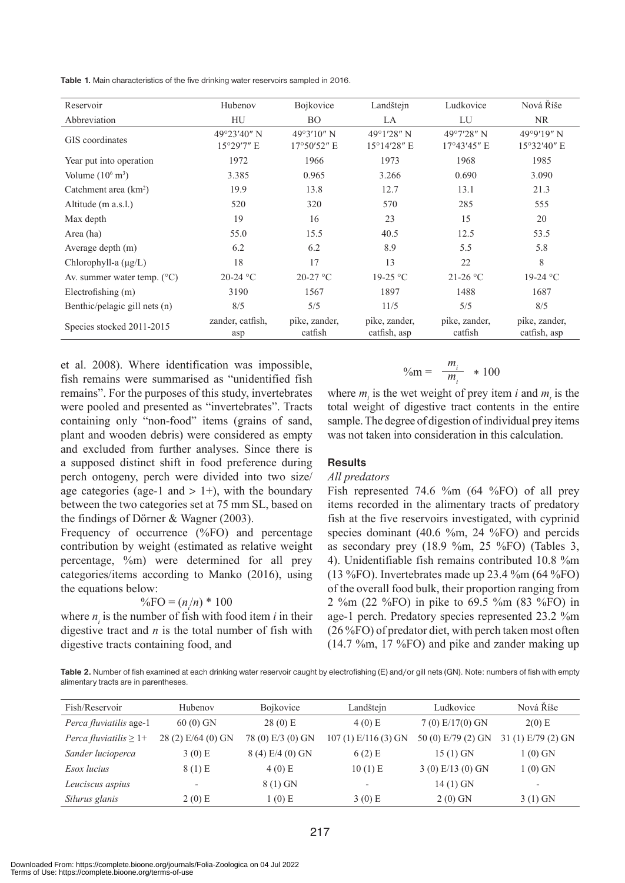**Table 1.** Main characteristics of the five drinking water reservoirs sampled in 2016.

| Reservoir | Hubenov | Bojkovice | Landštejn | Ludkovice | Nová Říše |
|---|---|---|---|---|---|
| Abbreviation | HU | BO | LA | LU | NR |
| GIS coordinates | 49°23′40″ N 15°29′7″ E | 49°3′10″ N 17°50′52″ E | 49°1′28″ N 15°14′28″ E | 49°7′28″ N 17°43′45″ E | 49°9′19″ N 15°32′40″ E |
| Year put into operation | 1972 | 1966 | 1973 | 1968 | 1985 |
| Volume ($10^6$ m$^3$) | 3.385 | 0.965 | 3.266 | 0.690 | 3.090 |
| Catchment area (km$^2$) | 19.9 | 13.8 | 12.7 | 13.1 | 21.3 |
| Altitude (m a.s.l.) | 520 | 320 | 570 | 285 | 555 |
| Max depth | 19 | 16 | 23 | 15 | 20 |
| Area (ha) | 55.0 | 15.5 | 40.5 | 12.5 | 53.5 |
| Average depth (m) | 6.2 | 6.2 | 8.9 | 5.5 | 5.8 |
| Chlorophyll-a (μg/L) | 18 | 17 | 13 | 22 | 8 |
| Av. summer water temp. (°C) | 20-24 °C | 20-27 °C | 19-25 °C | 21-26 °C | 19-24 °C |
| Electrofishing (m) | 3190 | 1567 | 1897 | 1488 | 1687 |
| Benthic/pelagic gill nets (n) | 8/5 | 5/5 | 11/5 | 5/5 | 8/5 |
| Species stocked 2011-2015 | zander, catfish, asp | pike, zander, catfish | pike, zander, catfish, asp | pike, zander, catfish | pike, zander, catfish, asp |

et al. 2008). Where identification was impossible, fish remains were summarised as "unidentified fish remains". For the purposes of this study, invertebrates were pooled and presented as "invertebrates". Tracts containing only "non-food" items (grains of sand, plant and wooden debris) were considered as empty and excluded from further analyses. Since there is a supposed distinct shift in food preference during perch ontogeny, perch were divided into two size/age categories (age-1 and > 1+), with the boundary between the two categories set at 75 mm SL, based on the findings of Dörner & Wagner (2003).

Frequency of occurrence (%FO) and percentage contribution by weight (estimated as relative weight percentage, %m) were determined for all prey categories/items according to Manko (2016), using the equations below:

$$\%FO = (n_i/n) * 100$$

where $n_i$ is the number of fish with food item $i$ in their digestive tract and $n$ is the total number of fish with digestive tracts containing food, and

$$\%m = \frac{m_i}{m_t} * 100$$

where $m_i$ is the wet weight of prey item $i$ and $m_t$ is the total weight of digestive tract contents in the entire sample. The degree of digestion of individual prey items was not taken into consideration in this calculation.

## Results

*All predators*

Fish represented 74.6 %m (64 %FO) of all prey items recorded in the alimentary tracts of predatory fish at the five reservoirs investigated, with cyprinid species dominant (40.6 %m, 24 %FO) and percids as secondary prey (18.9 %m, 25 %FO) (Tables 3, 4). Unidentifiable fish remains contributed 10.8 %m (13 %FO). Invertebrates made up 23.4 %m (64 %FO) of the overall food bulk, their proportion ranging from 2 %m (22 %FO) in pike to 69.5 %m (83 %FO) in age-1 perch. Predatory species represented 23.2 %m (26 %FO) of predator diet, with perch taken most often (14.7 %m, 17 %FO) and pike and zander making up

**Table 2.** Number of fish examined at each drinking water reservoir caught by electrofishing (E) and/or gill nets (GN). Note: numbers of fish with empty alimentary tracts are in parentheses.

| Fish/Reservoir | Hubenov | Bojkovice | Landštejn | Ludkovice | Nová Říše |
|---|---|---|---|---|---|
| *Perca fluviatilis* age-1 | 60 (0) GN | 28 (0) E | 4 (0) E | 7 (0) E/17(0) GN | 2(0) E |
| *Perca fluviatilis* ≥ 1+ | 28 (2) E/64 (0) GN | 78 (0) E/3 (0) GN | 107 (1) E/116 (3) GN | 50 (0) E/79 (2) GN | 31 (1) E/79 (2) GN |
| *Sander lucioperca* | 3 (0) E | 8 (4) E/4 (0) GN | 6 (2) E | 15 (1) GN | 1 (0) GN |
| *Esox lucius* | 8 (1) E | 4 (0) E | 10 (1) E | 3 (0) E/13 (0) GN | 1 (0) GN |
| *Leuciscus aspius* | - | 8 (1) GN | - | 14 (1) GN | - |
| *Silurus glanis* | 2 (0) E | 1 (0) E | 3 (0) E | 2 (0) GN | 3 (1) GN |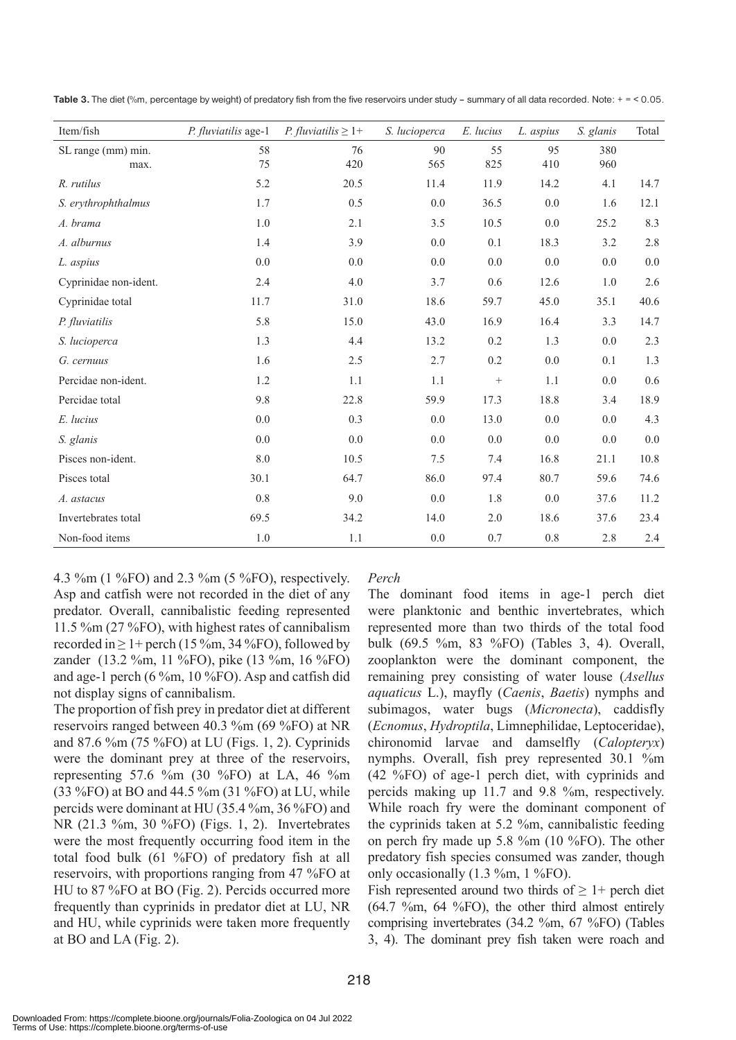**Table 3.** The diet (%m, percentage by weight) of predatory fish from the five reservoirs under study – summary of all data recorded. Note: + = < 0.05.

| Item/fish | *P. fluviatilis* age-1 | *P. fluviatilis* ≥ 1+ | *S. lucioperca* | *E. lucius* | *L. aspius* | *S. glanis* | Total |
|---|---|---|---|---|---|---|---|
| SL range (mm) min. | 58 | 76 | 90 | 55 | 95 | 380 | |
| max. | 75 | 420 | 565 | 825 | 410 | 960 | |
| *R. rutilus* | 5.2 | 20.5 | 11.4 | 11.9 | 14.2 | 4.1 | 14.7 |
| *S. erythrophthalmus* | 1.7 | 0.5 | 0.0 | 36.5 | 0.0 | 1.6 | 12.1 |
| *A. brama* | 1.0 | 2.1 | 3.5 | 10.5 | 0.0 | 25.2 | 8.3 |
| *A. alburnus* | 1.4 | 3.9 | 0.0 | 0.1 | 18.3 | 3.2 | 2.8 |
| *L. aspius* | 0.0 | 0.0 | 0.0 | 0.0 | 0.0 | 0.0 | 0.0 |
| Cyprinidae non-ident. | 2.4 | 4.0 | 3.7 | 0.6 | 12.6 | 1.0 | 2.6 |
| Cyprinidae total | 11.7 | 31.0 | 18.6 | 59.7 | 45.0 | 35.1 | 40.6 |
| *P. fluviatilis* | 5.8 | 15.0 | 43.0 | 16.9 | 16.4 | 3.3 | 14.7 |
| *S. lucioperca* | 1.3 | 4.4 | 13.2 | 0.2 | 1.3 | 0.0 | 2.3 |
| *G. cernuus* | 1.6 | 2.5 | 2.7 | 0.2 | 0.0 | 0.1 | 1.3 |
| Percidae non-ident. | 1.2 | 1.1 | 1.1 | + | 1.1 | 0.0 | 0.6 |
| Percidae total | 9.8 | 22.8 | 59.9 | 17.3 | 18.8 | 3.4 | 18.9 |
| *E. lucius* | 0.0 | 0.3 | 0.0 | 13.0 | 0.0 | 0.0 | 4.3 |
| *S. glanis* | 0.0 | 0.0 | 0.0 | 0.0 | 0.0 | 0.0 | 0.0 |
| Pisces non-ident. | 8.0 | 10.5 | 7.5 | 7.4 | 16.8 | 21.1 | 10.8 |
| Pisces total | 30.1 | 64.7 | 86.0 | 97.4 | 80.7 | 59.6 | 74.6 |
| *A. astacus* | 0.8 | 9.0 | 0.0 | 1.8 | 0.0 | 37.6 | 11.2 |
| Invertebrates total | 69.5 | 34.2 | 14.0 | 2.0 | 18.6 | 37.6 | 23.4 |
| Non-food items | 1.0 | 1.1 | 0.0 | 0.7 | 0.8 | 2.8 | 2.4 |

4.3 %m (1 %FO) and 2.3 %m (5 %FO), respectively. Asp and catfish were not recorded in the diet of any predator. Overall, cannibalistic feeding represented 11.5 %m (27 %FO), with highest rates of cannibalism recorded in ≥ 1+ perch (15 %m, 34 %FO), followed by zander (13.2 %m, 11 %FO), pike (13 %m, 16 %FO) and age-1 perch (6 %m, 10 %FO). Asp and catfish did not display signs of cannibalism.

The proportion of fish prey in predator diet at different reservoirs ranged between 40.3 %m (69 %FO) at NR and 87.6 %m (75 %FO) at LU (Figs. 1, 2). Cyprinids were the dominant prey at three of the reservoirs, representing 57.6 %m (30 %FO) at LA, 46 %m (33 %FO) at BO and 44.5 %m (31 %FO) at LU, while percids were dominant at HU (35.4 %m, 36 %FO) and NR (21.3 %m, 30 %FO) (Figs. 1, 2). Invertebrates were the most frequently occurring food item in the total food bulk (61 %FO) of predatory fish at all reservoirs, with proportions ranging from 47 %FO at HU to 87 %FO at BO (Fig. 2). Percids occurred more frequently than cyprinids in predator diet at LU, NR and HU, while cyprinids were taken more frequently at BO and LA (Fig. 2).

*Perch*

The dominant food items in age-1 perch diet were planktonic and benthic invertebrates, which represented more than two thirds of the total food bulk (69.5 %m, 83 %FO) (Tables 3, 4). Overall, zooplankton were the dominant component, the remaining prey consisting of water louse (*Asellus aquaticus* L.), mayfly (*Caenis*, *Baetis*) nymphs and subimagos, water bugs (*Micronecta*), caddisfly (*Ecnomus*, *Hydroptila*, Limnephilidae, Leptoceridae), chironomid larvae and damselfly (*Calopteryx*) nymphs. Overall, fish prey represented 30.1 %m (42 %FO) of age-1 perch diet, with cyprinids and percids making up 11.7 and 9.8 %m, respectively. While roach fry were the dominant component of the cyprinids taken at 5.2 %m, cannibalistic feeding on perch fry made up 5.8 %m (10 %FO). The other predatory fish species consumed was zander, though only occasionally (1.3 %m, 1 %FO).

Fish represented around two thirds of ≥ 1+ perch diet (64.7 %m, 64 %FO), the other third almost entirely comprising invertebrates (34.2 %m, 67 %FO) (Tables 3, 4). The dominant prey fish taken were roach and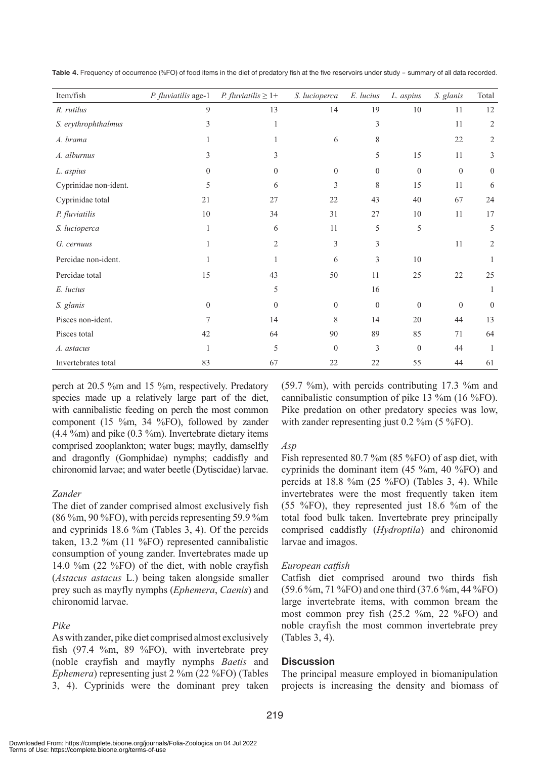**Table 4.** Frequency of occurrence (%FO) of food items in the diet of predatory fish at the five reservoirs under study – summary of all data recorded.

| Item/fish | *P. fluviatilis* age-1 | *P. fluviatilis* ≥ 1+ | *S. lucioperca* | *E. lucius* | *L. aspius* | *S. glanis* | Total |
|---|---|---|---|---|---|---|---|
| *R. rutilus* | 9 | 13 | 14 | 19 | 10 | 11 | 12 |
| *S. erythrophthalmus* | 3 | 1 | | 3 | | 11 | 2 |
| *A. brama* | 1 | 1 | 6 | 8 | | 22 | 2 |
| *A. alburnus* | 3 | 3 | | 5 | 15 | 11 | 3 |
| *L. aspius* | 0 | 0 | 0 | 0 | 0 | 0 | 0 |
| Cyprinidae non-ident. | 5 | 6 | 3 | 8 | 15 | 11 | 6 |
| Cyprinidae total | 21 | 27 | 22 | 43 | 40 | 67 | 24 |
| *P. fluviatilis* | 10 | 34 | 31 | 27 | 10 | 11 | 17 |
| *S. lucioperca* | 1 | 6 | 11 | 5 | 5 | | 5 |
| *G. cernuus* | 1 | 2 | 3 | 3 | | 11 | 2 |
| Percidae non-ident. | 1 | 1 | 6 | 3 | 10 | | 1 |
| Percidae total | 15 | 43 | 50 | 11 | 25 | 22 | 25 |
| *E. lucius* | | 5 | | 16 | | | 1 |
| *S. glanis* | 0 | 0 | 0 | 0 | 0 | 0 | 0 |
| Pisces non-ident. | 7 | 14 | 8 | 14 | 20 | 44 | 13 |
| Pisces total | 42 | 64 | 90 | 89 | 85 | 71 | 64 |
| *A. astacus* | 1 | 5 | 0 | 3 | 0 | 44 | 1 |
| Invertebrates total | 83 | 67 | 22 | 22 | 55 | 44 | 61 |

perch at 20.5 %m and 15 %m, respectively. Predatory species made up a relatively large part of the diet, with cannibalistic feeding on perch the most common component (15 %m, 34 %FO), followed by zander (4.4 %m) and pike (0.3 %m). Invertebrate dietary items comprised zooplankton; water bugs; mayfly, damselfly and dragonfly (Gomphidae) nymphs; caddisfly and chironomid larvae; and water beetle (Dytiscidae) larvae.

*Zander*

The diet of zander comprised almost exclusively fish (86 %m, 90 %FO), with percids representing 59.9 %m and cyprinids 18.6 %m (Tables 3, 4). Of the percids taken, 13.2 %m (11 %FO) represented cannibalistic consumption of young zander. Invertebrates made up 14.0 %m (22 %FO) of the diet, with noble crayfish (*Astacus astacus* L.) being taken alongside smaller prey such as mayfly nymphs (*Ephemera*, *Caenis*) and chironomid larvae.

*Pike*

As with zander, pike diet comprised almost exclusively fish (97.4 %m, 89 %FO), with invertebrate prey (noble crayfish and mayfly nymphs *Baetis* and *Ephemera*) representing just 2 %m (22 %FO) (Tables 3, 4). Cyprinids were the dominant prey taken (59.7 %m), with percids contributing 17.3 %m and cannibalistic consumption of pike 13 %m (16 %FO). Pike predation on other predatory species was low, with zander representing just 0.2 %m (5 %FO).

*Asp*

Fish represented 80.7 %m (85 %FO) of asp diet, with cyprinids the dominant item (45 %m, 40 %FO) and percids at 18.8 %m (25 %FO) (Tables 3, 4). While invertebrates were the most frequently taken item (55 %FO), they represented just 18.6 %m of the total food bulk taken. Invertebrate prey principally comprised caddisfly (*Hydroptila*) and chironomid larvae and imagos.

*European catfish*

Catfish diet comprised around two thirds fish (59.6 %m, 71 %FO) and one third (37.6 %m, 44 %FO) large invertebrate items, with common bream the most common prey fish (25.2 %m, 22 %FO) and noble crayfish the most common invertebrate prey (Tables 3, 4).

## Discussion

The principal measure employed in biomanipulation projects is increasing the density and biomass of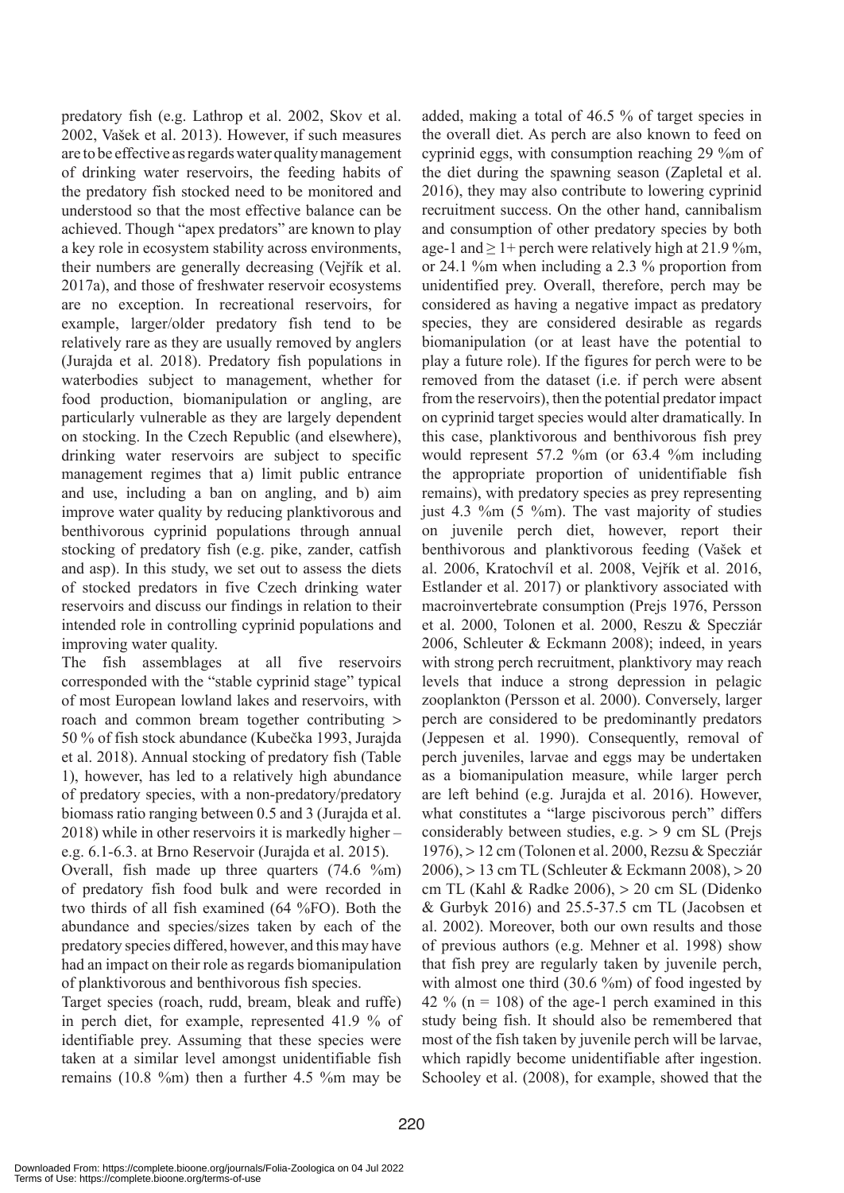predatory fish (e.g. Lathrop et al. 2002, Skov et al. 2002, Vašek et al. 2013). However, if such measures are to be effective as regards water quality management of drinking water reservoirs, the feeding habits of the predatory fish stocked need to be monitored and understood so that the most effective balance can be achieved. Though "apex predators" are known to play a key role in ecosystem stability across environments, their numbers are generally decreasing (Vejřík et al. 2017a), and those of freshwater reservoir ecosystems are no exception. In recreational reservoirs, for example, larger/older predatory fish tend to be relatively rare as they are usually removed by anglers (Jurajda et al. 2018). Predatory fish populations in waterbodies subject to management, whether for food production, biomanipulation or angling, are particularly vulnerable as they are largely dependent on stocking. In the Czech Republic (and elsewhere), drinking water reservoirs are subject to specific management regimes that a) limit public entrance and use, including a ban on angling, and b) aim improve water quality by reducing planktivorous and benthivorous cyprinid populations through annual stocking of predatory fish (e.g. pike, zander, catfish and asp). In this study, we set out to assess the diets of stocked predators in five Czech drinking water reservoirs and discuss our findings in relation to their intended role in controlling cyprinid populations and improving water quality.

The fish assemblages at all five reservoirs corresponded with the "stable cyprinid stage" typical of most European lowland lakes and reservoirs, with roach and common bream together contributing > 50 % of fish stock abundance (Kubečka 1993, Jurajda et al. 2018). Annual stocking of predatory fish (Table 1), however, has led to a relatively high abundance of predatory species, with a non-predatory/predatory biomass ratio ranging between 0.5 and 3 (Jurajda et al. 2018) while in other reservoirs it is markedly higher – e.g. 6.1-6.3. at Brno Reservoir (Jurajda et al. 2015).

Overall, fish made up three quarters (74.6 %m) of predatory fish food bulk and were recorded in two thirds of all fish examined (64 %FO). Both the abundance and species/sizes taken by each of the predatory species differed, however, and this may have had an impact on their role as regards biomanipulation of planktivorous and benthivorous fish species.

Target species (roach, rudd, bream, bleak and ruffe) in perch diet, for example, represented 41.9 % of identifiable prey. Assuming that these species were taken at a similar level amongst unidentifiable fish remains (10.8 %m) then a further 4.5 %m may be added, making a total of 46.5 % of target species in the overall diet. As perch are also known to feed on cyprinid eggs, with consumption reaching 29 %m of the diet during the spawning season (Zapletal et al. 2016), they may also contribute to lowering cyprinid recruitment success. On the other hand, cannibalism and consumption of other predatory species by both age-1 and ≥ 1+ perch were relatively high at 21.9 %m, or 24.1 %m when including a 2.3 % proportion from unidentified prey. Overall, therefore, perch may be considered as having a negative impact as predatory species, they are considered desirable as regards biomanipulation (or at least have the potential to play a future role). If the figures for perch were to be removed from the dataset (i.e. if perch were absent from the reservoirs), then the potential predator impact on cyprinid target species would alter dramatically. In this case, planktivorous and benthivorous fish prey would represent 57.2 %m (or 63.4 %m including the appropriate proportion of unidentifiable fish remains), with predatory species as prey representing just 4.3 %m (5 %m). The vast majority of studies on juvenile perch diet, however, report their benthivorous and planktivorous feeding (Vašek et al. 2006, Kratochvíl et al. 2008, Vejřík et al. 2016, Estlander et al. 2017) or planktivory associated with macroinvertebrate consumption (Prejs 1976, Persson et al. 2000, Tolonen et al. 2000, Reszu & Specziár 2006, Schleuter & Eckmann 2008); indeed, in years with strong perch recruitment, planktivory may reach levels that induce a strong depression in pelagic zooplankton (Persson et al. 2000). Conversely, larger perch are considered to be predominantly predators (Jeppesen et al. 1990). Consequently, removal of perch juveniles, larvae and eggs may be undertaken as a biomanipulation measure, while larger perch are left behind (e.g. Jurajda et al. 2016). However, what constitutes a "large piscivorous perch" differs considerably between studies, e.g. > 9 cm SL (Prejs 1976), > 12 cm (Tolonen et al. 2000, Rezsu & Specziár 2006), > 13 cm TL (Schleuter & Eckmann 2008), > 20 cm TL (Kahl & Radke 2006), > 20 cm SL (Didenko & Gurbyk 2016) and 25.5-37.5 cm TL (Jacobsen et al. 2002). Moreover, both our own results and those of previous authors (e.g. Mehner et al. 1998) show that fish prey are regularly taken by juvenile perch, with almost one third (30.6 %m) of food ingested by 42 % (n = 108) of the age-1 perch examined in this study being fish. It should also be remembered that most of the fish taken by juvenile perch will be larvae, which rapidly become unidentifiable after ingestion. Schooley et al. (2008), for example, showed that the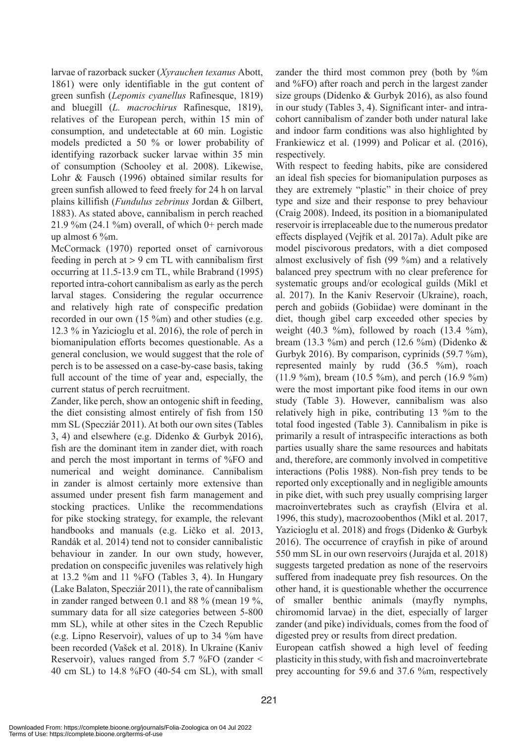larvae of razorback sucker (*Xyrauchen texanus* Abott, 1861) were only identifiable in the gut content of green sunfish (*Lepomis cyanellus* Rafinesque, 1819) and bluegill (*L. macrochirus* Rafinesque, 1819), relatives of the European perch, within 15 min of consumption, and undetectable at 60 min. Logistic models predicted a 50 % or lower probability of identifying razorback sucker larvae within 35 min of consumption (Schooley et al. 2008). Likewise, Lohr & Fausch (1996) obtained similar results for green sunfish allowed to feed freely for 24 h on larval plains killifish (*Fundulus zebrinus* Jordan & Gilbert, 1883). As stated above, cannibalism in perch reached 21.9 %m (24.1 %m) overall, of which 0+ perch made up almost 6 %m.

McCormack (1970) reported onset of carnivorous feeding in perch at > 9 cm TL with cannibalism first occurring at 11.5-13.9 cm TL, while Brabrand (1995) reported intra-cohort cannibalism as early as the perch larval stages. Considering the regular occurrence and relatively high rate of conspecific predation recorded in our own (15 %m) and other studies (e.g. 12.3 % in Yazicioglu et al. 2016), the role of perch in biomanipulation efforts becomes questionable. As a general conclusion, we would suggest that the role of perch is to be assessed on a case-by-case basis, taking full account of the time of year and, especially, the current status of perch recruitment.

Zander, like perch, show an ontogenic shift in feeding, the diet consisting almost entirely of fish from 150 mm SL (Specziár 2011). At both our own sites (Tables 3, 4) and elsewhere (e.g. Didenko & Gurbyk 2016), fish are the dominant item in zander diet, with roach and perch the most important in terms of %FO and numerical and weight dominance. Cannibalism in zander is almost certainly more extensive than assumed under present fish farm management and stocking practices. Unlike the recommendations for pike stocking strategy, for example, the relevant handbooks and manuals (e.g. Ličko et al. 2013, Randák et al. 2014) tend not to consider cannibalistic behaviour in zander. In our own study, however, predation on conspecific juveniles was relatively high at 13.2 %m and 11 %FO (Tables 3, 4). In Hungary (Lake Balaton, Specziár 2011), the rate of cannibalism in zander ranged between 0.1 and 88 % (mean 19 %, summary data for all size categories between 5-800 mm SL), while at other sites in the Czech Republic (e.g. Lipno Reservoir), values of up to 34 %m have been recorded (Vašek et al. 2018). In Ukraine (Kaniv Reservoir), values ranged from 5.7 %FO (zander < 40 cm SL) to 14.8 %FO (40-54 cm SL), with small zander the third most common prey (both by %m and %FO) after roach and perch in the largest zander size groups (Didenko & Gurbyk 2016), as also found in our study (Tables 3, 4). Significant inter- and intra-cohort cannibalism of zander both under natural lake and indoor farm conditions was also highlighted by Frankiewicz et al. (1999) and Policar et al. (2016), respectively.

With respect to feeding habits, pike are considered an ideal fish species for biomanipulation purposes as they are extremely "plastic" in their choice of prey type and size and their response to prey behaviour (Craig 2008). Indeed, its position in a biomanipulated reservoir is irreplaceable due to the numerous predator effects displayed (Vejřík et al. 2017a). Adult pike are model piscivorous predators, with a diet composed almost exclusively of fish (99 %m) and a relatively balanced prey spectrum with no clear preference for systematic groups and/or ecological guilds (Mikl et al. 2017). In the Kaniv Reservoir (Ukraine), roach, perch and gobiids (Gobiidae) were dominant in the diet, though gibel carp exceeded other species by weight (40.3 %m), followed by roach (13.4 %m), bream (13.3 %m) and perch (12.6 %m) (Didenko & Gurbyk 2016). By comparison, cyprinids (59.7 %m), represented mainly by rudd (36.5 %m), roach (11.9 %m), bream (10.5 %m), and perch (16.9 %m) were the most important pike food items in our own study (Table 3). However, cannibalism was also relatively high in pike, contributing 13 %m to the total food ingested (Table 3). Cannibalism in pike is primarily a result of intraspecific interactions as both parties usually share the same resources and habitats and, therefore, are commonly involved in competitive interactions (Polis 1988). Non-fish prey tends to be reported only exceptionally and in negligible amounts in pike diet, with such prey usually comprising larger macroinvertebrates such as crayfish (Elvira et al. 1996, this study), macrozoobenthos (Mikl et al. 2017, Yazicioglu et al. 2018) and frogs (Didenko & Gurbyk 2016). The occurrence of crayfish in pike of around 550 mm SL in our own reservoirs (Jurajda et al. 2018) suggests targeted predation as none of the reservoirs suffered from inadequate prey fish resources. On the other hand, it is questionable whether the occurrence of smaller benthic animals (mayfly nymphs, chiromomid larvae) in the diet, especially of larger zander (and pike) individuals, comes from the food of digested prey or results from direct predation.

European catfish showed a high level of feeding plasticity in this study, with fish and macroinvertebrate prey accounting for 59.6 and 37.6 %m, respectively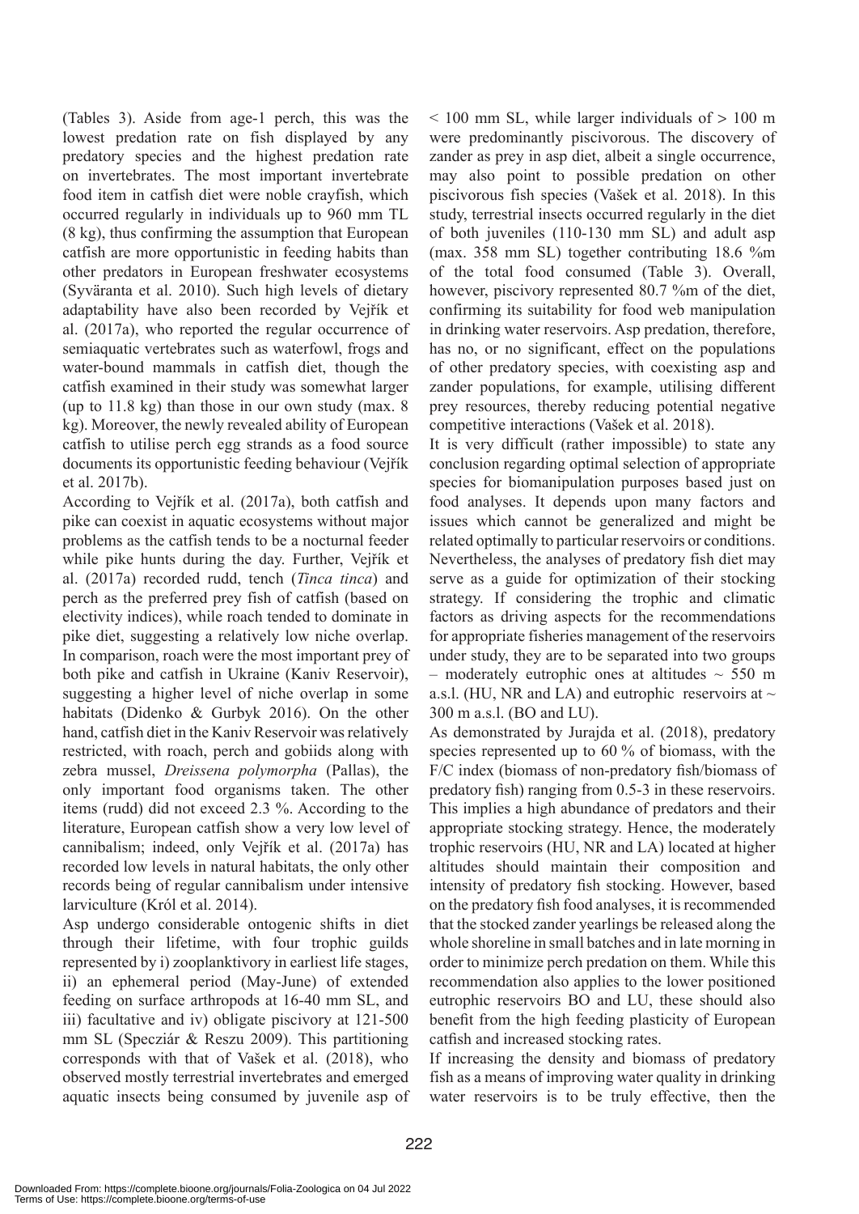(Tables 3). Aside from age-1 perch, this was the lowest predation rate on fish displayed by any predatory species and the highest predation rate on invertebrates. The most important invertebrate food item in catfish diet were noble crayfish, which occurred regularly in individuals up to 960 mm TL (8 kg), thus confirming the assumption that European catfish are more opportunistic in feeding habits than other predators in European freshwater ecosystems (Syväranta et al. 2010). Such high levels of dietary adaptability have also been recorded by Vejřík et al. (2017a), who reported the regular occurrence of semiaquatic vertebrates such as waterfowl, frogs and water-bound mammals in catfish diet, though the catfish examined in their study was somewhat larger (up to 11.8 kg) than those in our own study (max. 8 kg). Moreover, the newly revealed ability of European catfish to utilise perch egg strands as a food source documents its opportunistic feeding behaviour (Vejřík et al. 2017b).

According to Vejřík et al. (2017a), both catfish and pike can coexist in aquatic ecosystems without major problems as the catfish tends to be a nocturnal feeder while pike hunts during the day. Further, Vejřík et al. (2017a) recorded rudd, tench (*Tinca tinca*) and perch as the preferred prey fish of catfish (based on electivity indices), while roach tended to dominate in pike diet, suggesting a relatively low niche overlap. In comparison, roach were the most important prey of both pike and catfish in Ukraine (Kaniv Reservoir), suggesting a higher level of niche overlap in some habitats (Didenko & Gurbyk 2016). On the other hand, catfish diet in the Kaniv Reservoir was relatively restricted, with roach, perch and gobiids along with zebra mussel, *Dreissena polymorpha* (Pallas), the only important food organisms taken. The other items (rudd) did not exceed 2.3 %. According to the literature, European catfish show a very low level of cannibalism; indeed, only Vejřík et al. (2017a) has recorded low levels in natural habitats, the only other records being of regular cannibalism under intensive larviculture (Król et al. 2014).

Asp undergo considerable ontogenic shifts in diet through their lifetime, with four trophic guilds represented by i) zooplanktivory in earliest life stages, ii) an ephemeral period (May-June) of extended feeding on surface arthropods at 16-40 mm SL, and iii) facultative and iv) obligate piscivory at 121-500 mm SL (Specziár & Reszu 2009). This partitioning corresponds with that of Vašek et al. (2018), who observed mostly terrestrial invertebrates and emerged aquatic insects being consumed by juvenile asp of < 100 mm SL, while larger individuals of > 100 m were predominantly piscivorous. The discovery of zander as prey in asp diet, albeit a single occurrence, may also point to possible predation on other piscivorous fish species (Vašek et al. 2018). In this study, terrestrial insects occurred regularly in the diet of both juveniles (110-130 mm SL) and adult asp (max. 358 mm SL) together contributing 18.6 %m of the total food consumed (Table 3). Overall, however, piscivory represented 80.7 %m of the diet, confirming its suitability for food web manipulation in drinking water reservoirs. Asp predation, therefore, has no, or no significant, effect on the populations of other predatory species, with coexisting asp and zander populations, for example, utilising different prey resources, thereby reducing potential negative competitive interactions (Vašek et al. 2018).

It is very difficult (rather impossible) to state any conclusion regarding optimal selection of appropriate species for biomanipulation purposes based just on food analyses. It depends upon many factors and issues which cannot be generalized and might be related optimally to particular reservoirs or conditions. Nevertheless, the analyses of predatory fish diet may serve as a guide for optimization of their stocking strategy. If considering the trophic and climatic factors as driving aspects for the recommendations for appropriate fisheries management of the reservoirs under study, they are to be separated into two groups – moderately eutrophic ones at altitudes ~ 550 m a.s.l. (HU, NR and LA) and eutrophic reservoirs at ~ 300 m a.s.l. (BO and LU).

As demonstrated by Jurajda et al. (2018), predatory species represented up to 60 % of biomass, with the F/C index (biomass of non-predatory fish/biomass of predatory fish) ranging from 0.5-3 in these reservoirs. This implies a high abundance of predators and their appropriate stocking strategy. Hence, the moderately trophic reservoirs (HU, NR and LA) located at higher altitudes should maintain their composition and intensity of predatory fish stocking. However, based on the predatory fish food analyses, it is recommended that the stocked zander yearlings be released along the whole shoreline in small batches and in late morning in order to minimize perch predation on them. While this recommendation also applies to the lower positioned eutrophic reservoirs BO and LU, these should also benefit from the high feeding plasticity of European catfish and increased stocking rates.

If increasing the density and biomass of predatory fish as a means of improving water quality in drinking water reservoirs is to be truly effective, then the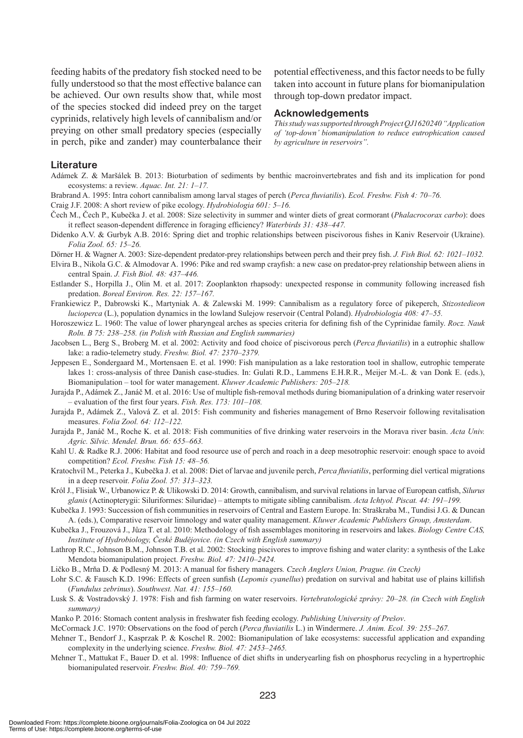feeding habits of the predatory fish stocked need to be fully understood so that the most effective balance can be achieved. Our own results show that, while most of the species stocked did indeed prey on the target cyprinids, relatively high levels of cannibalism and/or preying on other small predatory species (especially in perch, pike and zander) may counterbalance their potential effectiveness, and this factor needs to be fully taken into account in future plans for biomanipulation through top-down predator impact.

## Acknowledgements

*This study was supported through Project QJ1620240 "Application of 'top-down' biomanipulation to reduce eutrophication caused by agriculture in reservoirs".*

## Literature

Adámek Z. & Maršálek B. 2013: Bioturbation of sediments by benthic macroinvertebrates and fish and its implication for pond ecosystems: a review. *Aquac. Int. 21: 1–17.*

Brabrand A. 1995: Intra cohort cannibalism among larval stages of perch (*Perca fluviatilis*). *Ecol. Freshw. Fish 4: 70–76.*

Craig J.F. 2008: A short review of pike ecology. *Hydrobiologia 601: 5–16.*

Čech M., Čech P., Kubečka J. et al. 2008: Size selectivity in summer and winter diets of great cormorant (*Phalacrocorax carbo*): does it reflect season-dependent difference in foraging efficiency? *Waterbirds 31: 438–447.*

Didenko A.V. & Gurbyk A.B. 2016: Spring diet and trophic relationships between piscivorous fishes in Kaniv Reservoir (Ukraine). *Folia Zool. 65: 15–26.*

Dörner H. & Wagner A. 2003: Size-dependent predator-prey relationships between perch and their prey fish. *J. Fish Biol. 62: 1021–1032.*

Elvira B., Nikola G.C. & Almodovar A. 1996: Pike and red swamp crayfish: a new case on predator-prey relationship between aliens in central Spain. *J. Fish Biol. 48: 437–446.*

Estlander S., Horpilla J., Olin M. et al. 2017: Zooplankton rhapsody: unexpected response in community following increased fish predation. *Boreal Environ. Res. 22: 157–167.*

Frankiewicz P., Dabrowski K., Martyniak A. & Zalewski M. 1999: Cannibalism as a regulatory force of pikeperch, *Stizostedieon lucioperca* (L.), population dynamics in the lowland Sulejow reservoir (Central Poland). *Hydrobiologia 408: 47–55.*

Horoszewicz L. 1960: The value of lower pharyngeal arches as species criteria for defining fish of the Cyprinidae family. *Rocz. Nauk Roln. B 75: 238–258. (in Polish with Russian and English summaries)*

Jacobsen L., Berg S., Broberg M. et al. 2002: Activity and food choice of piscivorous perch (*Perca fluviatilis*) in a eutrophic shallow lake: a radio-telemetry study. *Freshw. Biol. 47: 2370–2379.*

Jeppesen E., Sondergaard M., Mortensaen E. et al. 1990: Fish manipulation as a lake restoration tool in shallow, eutrophic temperate lakes 1: cross-analysis of three Danish case-studies. In: Gulati R.D., Lammens E.H.R.R., Meijer M.-L. & van Donk E. (eds.), Biomanipulation – tool for water management. *Kluwer Academic Publishers: 205–218.*

Jurajda P., Adámek Z., Janáč M. et al. 2016: Use of multiple fish-removal methods during biomanipulation of a drinking water reservoir – evaluation of the first four years. *Fish. Res. 173: 101–108.*

Jurajda P., Adámek Z., Valová Z. et al. 2015: Fish community and fisheries management of Brno Reservoir following revitalisation measures. *Folia Zool. 64: 112–122.*

Jurajda P., Janáč M., Roche K. et al. 2018: Fish communities of five drinking water reservoirs in the Morava river basin. *Acta Univ. Agric. Silvic. Mendel. Brun. 66: 655–663.*

Kahl U. & Radke R.J. 2006: Habitat and food resource use of perch and roach in a deep mesotrophic reservoir: enough space to avoid competition? *Ecol. Freshw. Fish 15: 48–56.*

Kratochvíl M., Peterka J., Kubečka J. et al. 2008: Diet of larvae and juvenile perch, *Perca fluviatilis*, performing diel vertical migrations in a deep reservoir. *Folia Zool. 57: 313–323.*

Król J., Flisiak W., Urbanowicz P. & Ulikowski D. 2014: Growth, cannibalism, and survival relations in larvae of European catfish, *Silurus glanis* (Actinopterygii: Siluriformes: Siluridae) – attempts to mitigate sibling cannibalism. *Acta Ichtyol. Piscat. 44: 191–199.*

Kubečka J. 1993: Succession of fish communities in reservoirs of Central and Eastern Europe. In: Straškraba M., Tundisi J.G. & Duncan A. (eds.), Comparative reservoir limnology and water quality management. *Kluwer Academic Publishers Group, Amsterdam*.

Kubečka J., Frouzová J., Jůza T. et al. 2010: Methodology of fish assemblages monitoring in reservoirs and lakes. *Biology Centre CAS, Institute of Hydrobiology, České Budějovice. (in Czech with English summary)*

Lathrop R.C., Johnson B.M., Johnson T.B. et al. 2002: Stocking piscivores to improve fishing and water clarity: a synthesis of the Lake Mendota biomanipulation project. *Freshw. Biol. 47: 2410–2424.*

Ličko B., Mrňa D. & Podlesný M. 2013: A manual for fishery managers*. Czech Anglers Union, Prague. (in Czech)*

Lohr S.C. & Fausch K.D. 1996: Effects of green sunfish (*Lepomis cyanellus*) predation on survival and habitat use of plains killifish (*Fundulus zebrinus*). *Southwest. Nat. 41: 155–160.*

Lusk S. & Vostradovský J. 1978: Fish and fish farming on water reservoirs. *Vertebratologické zprávy: 20–28. (in Czech with English summary)*

Manko P. 2016: Stomach content analysis in freshwater fish feeding ecology. *Publishing University of Prešov*.

McCormack J.C. 1970: Observations on the food of perch (*Perca fluviatilis* L.) in Windermere. *J. Anim. Ecol. 39: 255–267.*

Mehner T., Bendorf J., Kasprzak P. & Koschel R. 2002: Biomanipulation of lake ecosystems: successful application and expanding complexity in the underlying science. *Freshw. Biol. 47: 2453–2465.*

Mehner T., Mattukat F., Bauer D. et al. 1998: Influence of diet shifts in underyearling fish on phosphorus recycling in a hypertrophic biomanipulated reservoir. *Freshw. Biol. 40: 759–769.*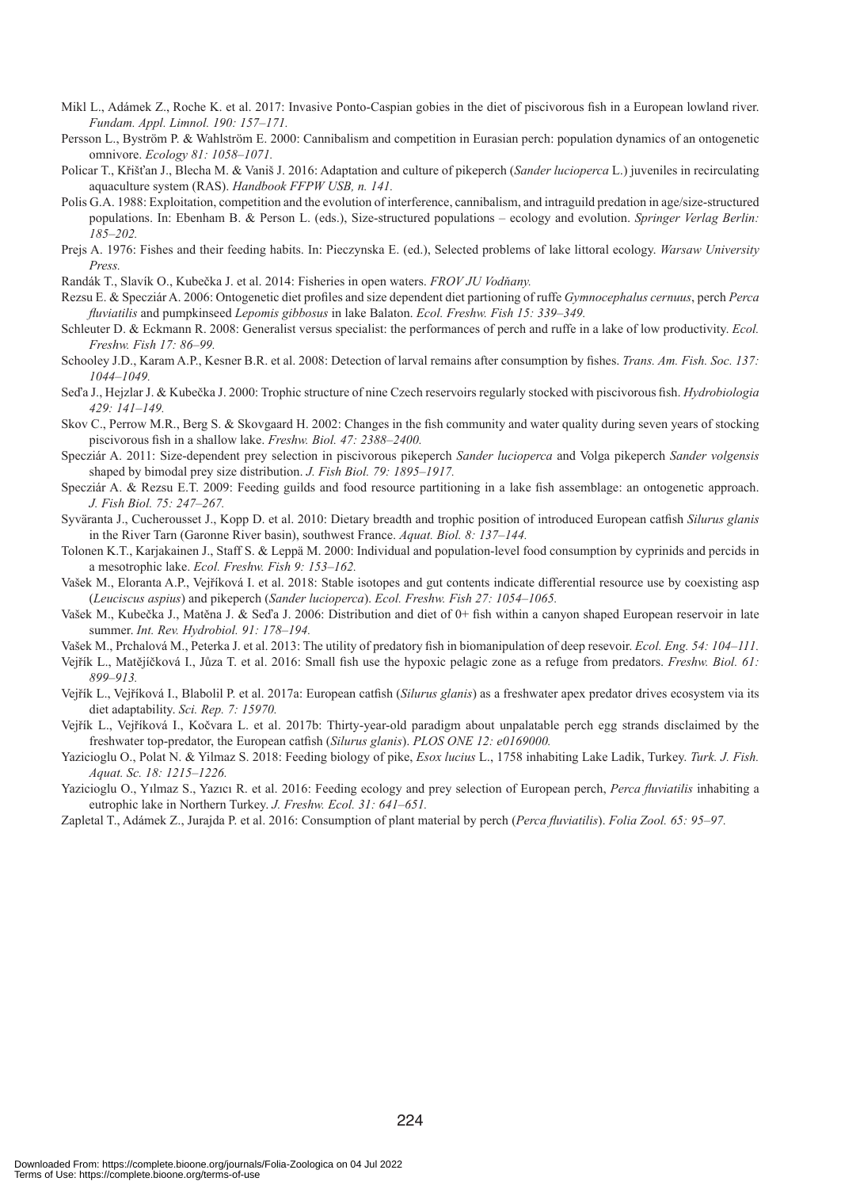Mikl L., Adámek Z., Roche K. et al. 2017: Invasive Ponto-Caspian gobies in the diet of piscivorous fish in a European lowland river. *Fundam. Appl. Limnol. 190: 157–171.*

Persson L., Byström P. & Wahlström E. 2000: Cannibalism and competition in Eurasian perch: population dynamics of an ontogenetic omnivore. *Ecology 81: 1058–1071.*

Policar T., Křišťan J., Blecha M. & Vaniš J. 2016: Adaptation and culture of pikeperch (*Sander lucioperca* L.) juveniles in recirculating aquaculture system (RAS). *Handbook FFPW USB, n. 141.*

Polis G.A. 1988: Exploitation, competition and the evolution of interference, cannibalism, and intraguild predation in age/size-structured populations. In: Ebenham B. & Person L. (eds.), Size-structured populations – ecology and evolution. *Springer Verlag Berlin: 185–202.*

Prejs A. 1976: Fishes and their feeding habits. In: Pieczynska E. (ed.), Selected problems of lake littoral ecology. *Warsaw University Press.*

Randák T., Slavík O., Kubečka J. et al. 2014: Fisheries in open waters. *FROV JU Vodňany.*

Rezsu E. & Specziár A. 2006: Ontogenetic diet profiles and size dependent diet partioning of ruffe *Gymnocephalus cernuus*, perch *Perca fluviatilis* and pumpkinseed *Lepomis gibbosus* in lake Balaton. *Ecol. Freshw. Fish 15: 339–349.*

Schleuter D. & Eckmann R. 2008: Generalist versus specialist: the performances of perch and ruffe in a lake of low productivity. *Ecol. Freshw. Fish 17: 86–99.*

Schooley J.D., Karam A.P., Kesner B.R. et al. 2008: Detection of larval remains after consumption by fishes. *Trans. Am. Fish. Soc. 137: 1044–1049.*

Seďa J., Hejzlar J. & Kubečka J. 2000: Trophic structure of nine Czech reservoirs regularly stocked with piscivorous fish. *Hydrobiologia 429: 141–149.*

Skov C., Perrow M.R., Berg S. & Skovgaard H. 2002: Changes in the fish community and water quality during seven years of stocking piscivorous fish in a shallow lake. *Freshw. Biol. 47: 2388–2400.*

Specziár A. 2011: Size-dependent prey selection in piscivorous pikeperch *Sander lucioperca* and Volga pikeperch *Sander volgensis* shaped by bimodal prey size distribution. *J. Fish Biol. 79: 1895–1917.*

Specziár A. & Rezsu E.T. 2009: Feeding guilds and food resource partitioning in a lake fish assemblage: an ontogenetic approach. *J. Fish Biol. 75: 247–267.*

Syväranta J., Cucherousset J., Kopp D. et al. 2010: Dietary breadth and trophic position of introduced European catfish *Silurus glanis* in the River Tarn (Garonne River basin), southwest France. *Aquat. Biol. 8: 137–144.*

Tolonen K.T., Karjakainen J., Staff S. & Leppä M. 2000: Individual and population-level food consumption by cyprinids and percids in a mesotrophic lake. *Ecol. Freshw. Fish 9: 153–162.*

Vašek M., Eloranta A.P., Vejříková I. et al. 2018: Stable isotopes and gut contents indicate differential resource use by coexisting asp (*Leuciscus aspius*) and pikeperch (*Sander lucioperca*). *Ecol. Freshw. Fish 27: 1054–1065.*

Vašek M., Kubečka J., Matěna J. & Seďa J. 2006: Distribution and diet of 0+ fish within a canyon shaped European reservoir in late summer. *Int. Rev. Hydrobiol. 91: 178–194.*

Vašek M., Prchalová M., Peterka J. et al. 2013: The utility of predatory fish in biomanipulation of deep resevoir. *Ecol. Eng. 54: 104–111.*

Vejřík L., Matějíčková I., Jůza T. et al. 2016: Small fish use the hypoxic pelagic zone as a refuge from predators. *Freshw. Biol. 61: 899–913.*

Vejřík L., Vejříková I., Blabolil P. et al. 2017a: European catfish (*Silurus glanis*) as a freshwater apex predator drives ecosystem via its diet adaptability. *Sci. Rep. 7: 15970.*

Vejřík L., Vejříková I., Kočvara L. et al. 2017b: Thirty-year-old paradigm about unpalatable perch egg strands disclaimed by the freshwater top-predator, the European catfish (*Silurus glanis*). *PLOS ONE 12: e0169000.*

Yazicioglu O., Polat N. & Yilmaz S. 2018: Feeding biology of pike, *Esox lucius* L., 1758 inhabiting Lake Ladik, Turkey. *Turk. J. Fish. Aquat. Sc. 18: 1215–1226.*

Yazicioglu O., Yılmaz S., Yazıcı R. et al. 2016: Feeding ecology and prey selection of European perch, *Perca fluviatilis* inhabiting a eutrophic lake in Northern Turkey. *J. Freshw. Ecol. 31: 641–651.*

Zapletal T., Adámek Z., Jurajda P. et al. 2016: Consumption of plant material by perch (*Perca fluviatilis*). *Folia Zool. 65: 95–97.*